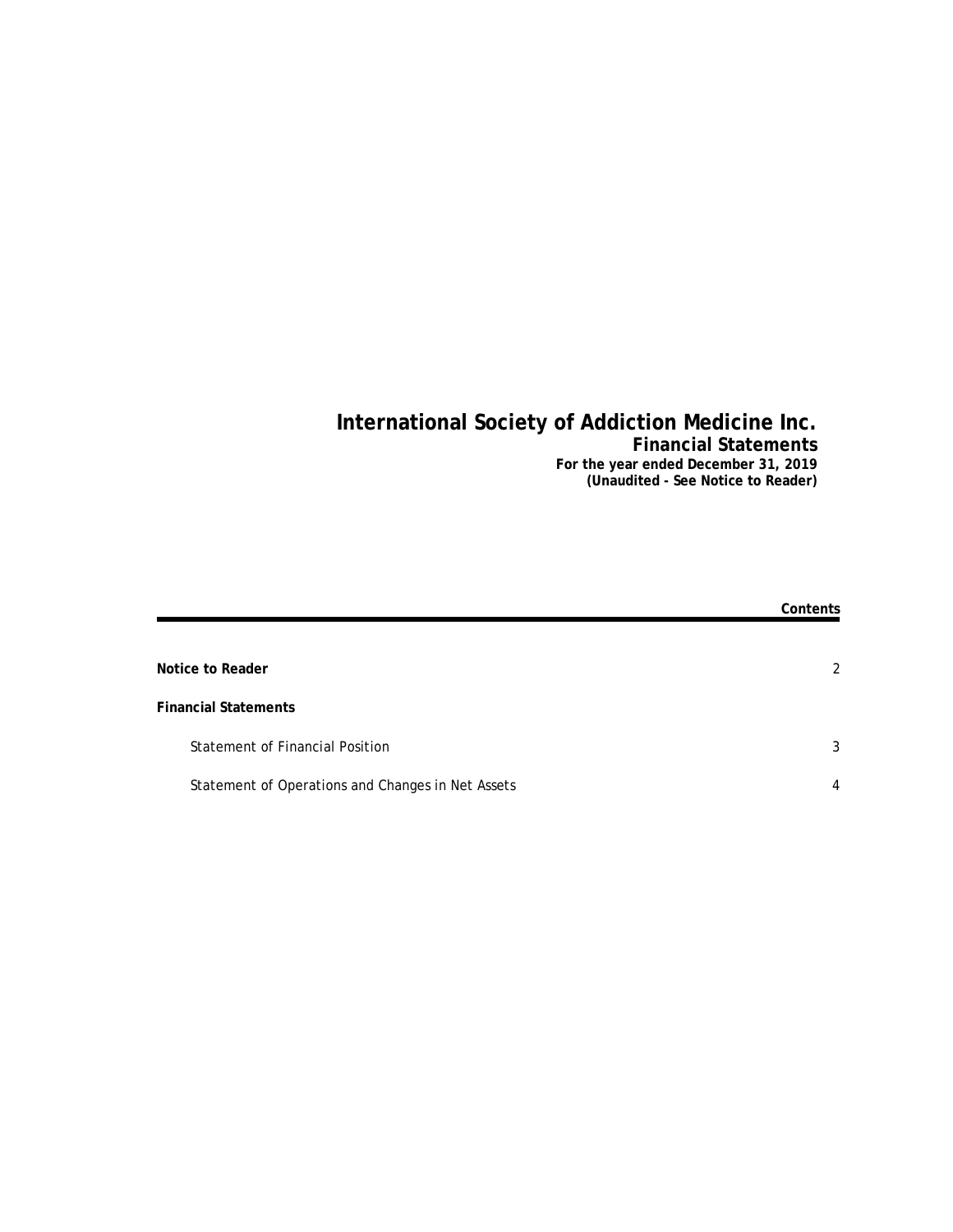# International Society of Addiction Medicine Inc.

## Financial Statements

**For the year ended December 31, 2019**
**(Unaudited - See Notice to Reader)**

| | **Contents** |
|---|---|
| **Notice to Reader** | 2 |
| **Financial Statements** | |
| Statement of Financial Position | 3 |
| Statement of Operations and Changes in Net Assets | 4 |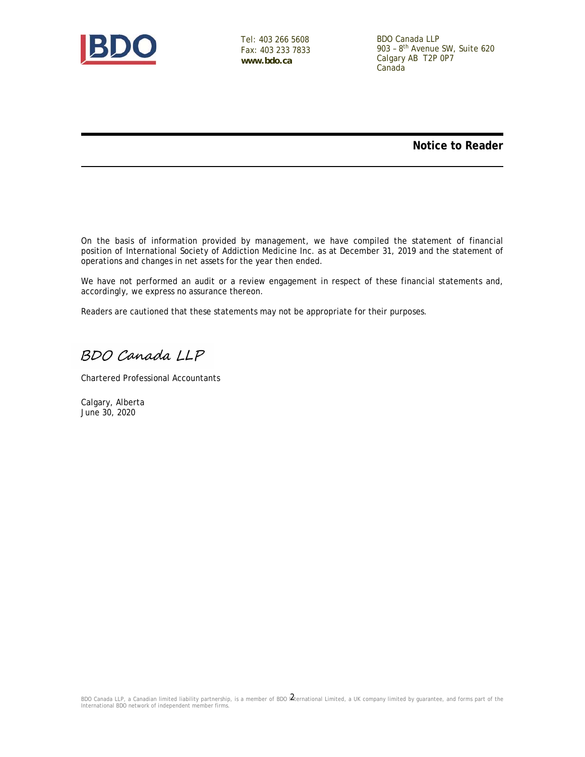Tel: 403 266 5608
Fax: 403 233 7833
**www.bdo.ca**

BDO Canada LLP
903 – 8th Avenue SW, Suite 620
Calgary AB T2P 0P7
Canada

## Notice to Reader

On the basis of information provided by management, we have compiled the statement of financial position of International Society of Addiction Medicine Inc. as at December 31, 2019 and the statement of operations and changes in net assets for the year then ended.

We have not performed an audit or a review engagement in respect of these financial statements and, accordingly, we express no assurance thereon.

Readers are cautioned that these statements may not be appropriate for their purposes.

*BDO Canada LLP*

Chartered Professional Accountants

Calgary, Alberta
June 30, 2020

BDO Canada LLP, a Canadian limited liability partnership, is a member of BDO International Limited, a UK company limited by guarantee, and forms part of the International BDO network of independent member firms.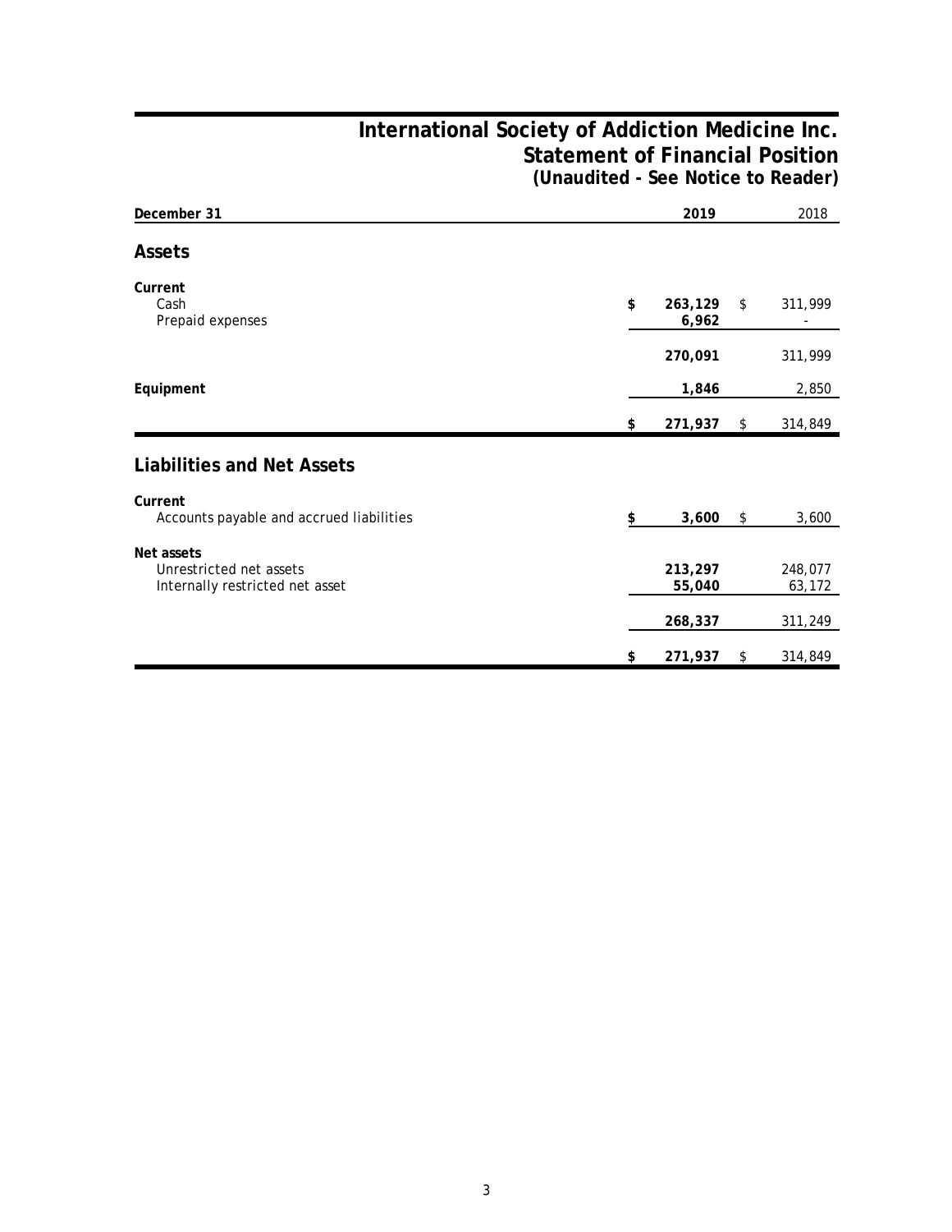# International Society of Addiction Medicine Inc.
## Statement of Financial Position
### (Unaudited - See Notice to Reader)

| December 31 | 2019 | 2018 |
|---|---|---|
| **Assets** | | |
| **Current** | | |
| Cash | **$ 263,129** | $ 311,999 |
| Prepaid expenses | **6,962** | - |
| | **270,091** | 311,999 |
| **Equipment** | **1,846** | 2,850 |
| | **$ 271,937** | $ 314,849 |
| **Liabilities and Net Assets** | | |
| **Current** | | |
| Accounts payable and accrued liabilities | **$ 3,600** | $ 3,600 |
| **Net assets** | | |
| Unrestricted net assets | **213,297** | 248,077 |
| Internally restricted net asset | **55,040** | 63,172 |
| | **268,337** | 311,249 |
| | **$ 271,937** | $ 314,849 |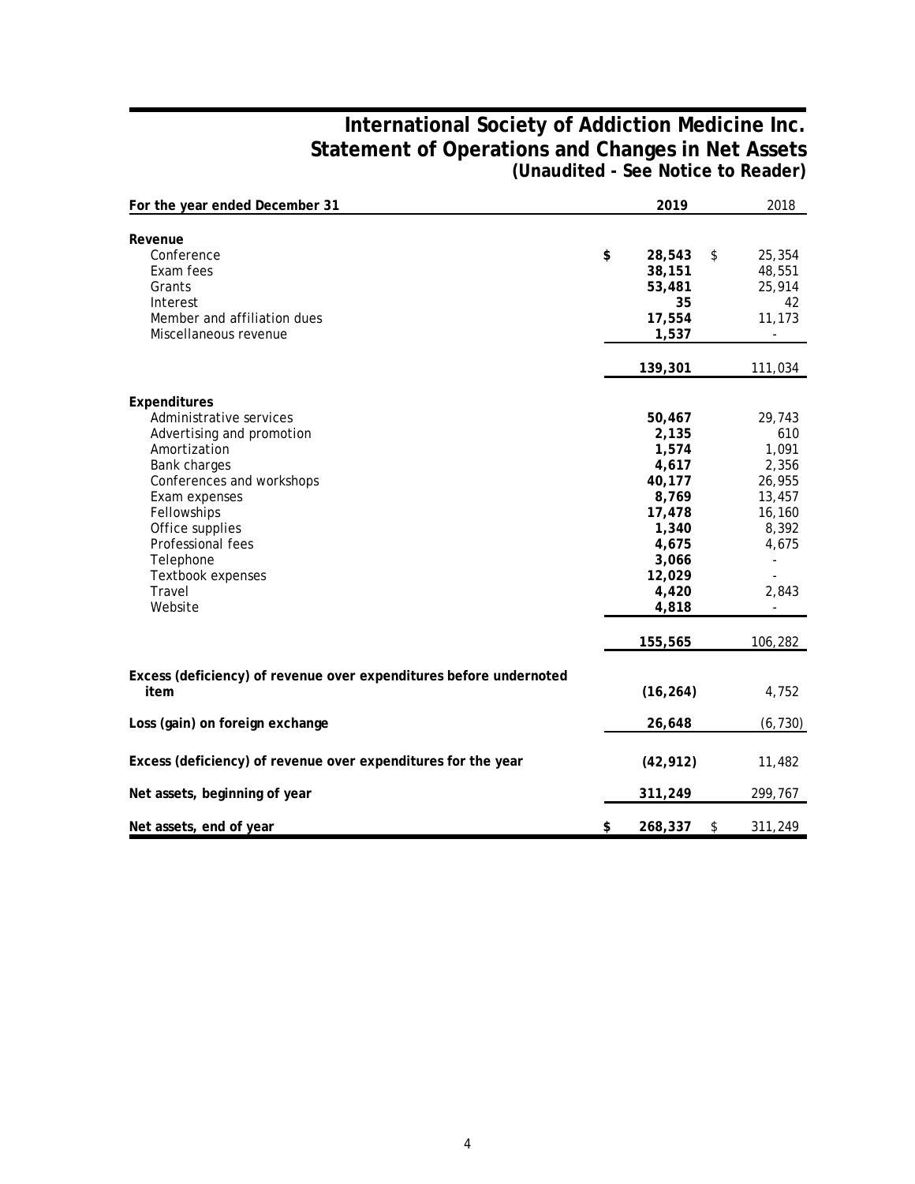# International Society of Addiction Medicine Inc.
## Statement of Operations and Changes in Net Assets
### (Unaudited - See Notice to Reader)

| For the year ended December 31 | 2019 | 2018 |
|---|---|---|
| **Revenue** | | |
| Conference | $ **28,543** | $ 25,354 |
| Exam fees | **38,151** | 48,551 |
| Grants | **53,481** | 25,914 |
| Interest | **35** | 42 |
| Member and affiliation dues | **17,554** | 11,173 |
| Miscellaneous revenue | **1,537** | - |
| | **139,301** | 111,034 |
| **Expenditures** | | |
| Administrative services | **50,467** | 29,743 |
| Advertising and promotion | **2,135** | 610 |
| Amortization | **1,574** | 1,091 |
| Bank charges | **4,617** | 2,356 |
| Conferences and workshops | **40,177** | 26,955 |
| Exam expenses | **8,769** | 13,457 |
| Fellowships | **17,478** | 16,160 |
| Office supplies | **1,340** | 8,392 |
| Professional fees | **4,675** | 4,675 |
| Telephone | **3,066** | - |
| Textbook expenses | **12,029** | - |
| Travel | **4,420** | 2,843 |
| Website | **4,818** | - |
| | **155,565** | 106,282 |
| **Excess (deficiency) of revenue over expenditures before undernoted item** | **(16,264)** | 4,752 |
| **Loss (gain) on foreign exchange** | **26,648** | (6,730) |
| **Excess (deficiency) of revenue over expenditures for the year** | **(42,912)** | 11,482 |
| **Net assets, beginning of year** | **311,249** | 299,767 |
| **Net assets, end of year** | $ **268,337** | $ 311,249 |